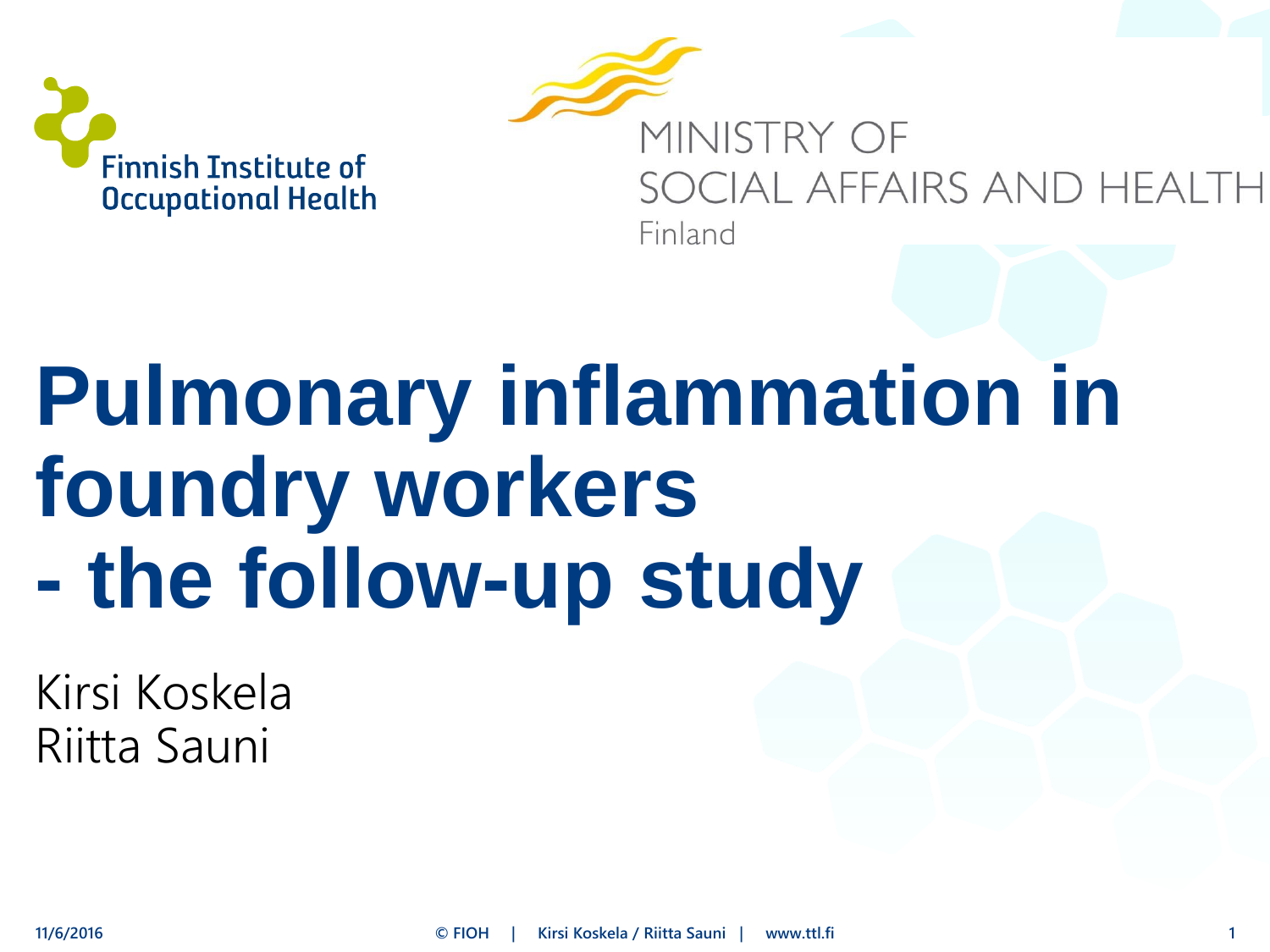Finnish Institute of Occupational Health

MINISTRY OF SOCIAL AFFAIRS AND HEALTH
Finland

# Pulmonary inflammation in foundry workers - the follow-up study

Kirsi Koskela
Riitta Sauni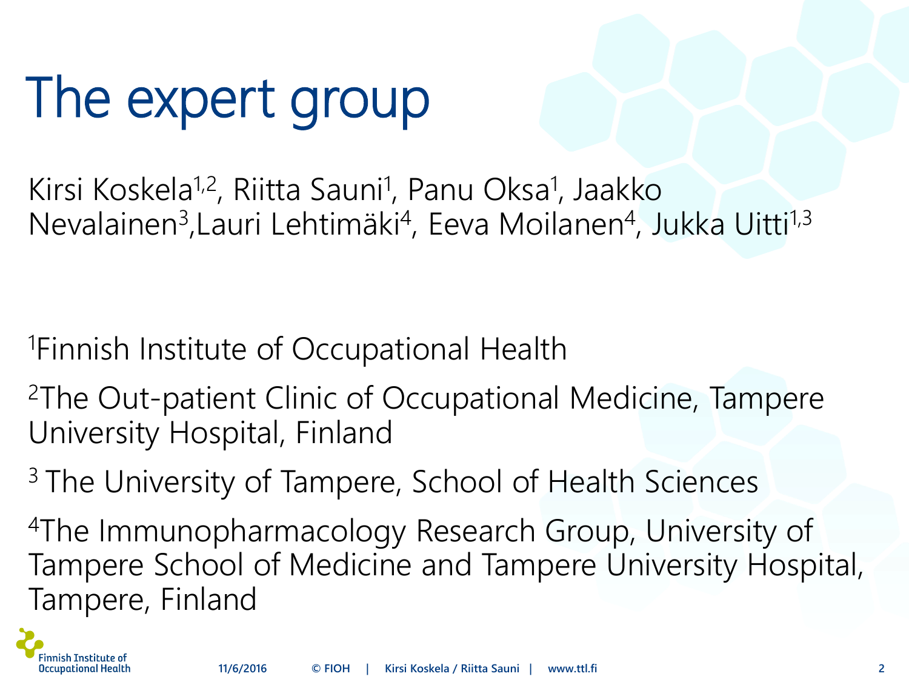# The expert group

Kirsi Koskela[1,2], Riitta Sauni[1], Panu Oksa[1], Jaakko Nevalainen[3], Lauri Lehtimäki[4], Eeva Moilanen[4], Jukka Uitti[1,3]

[1]Finnish Institute of Occupational Health

[2]The Out-patient Clinic of Occupational Medicine, Tampere University Hospital, Finland

[3] The University of Tampere, School of Health Sciences

[4]The Immunopharmacology Research Group, University of Tampere School of Medicine and Tampere University Hospital, Tampere, Finland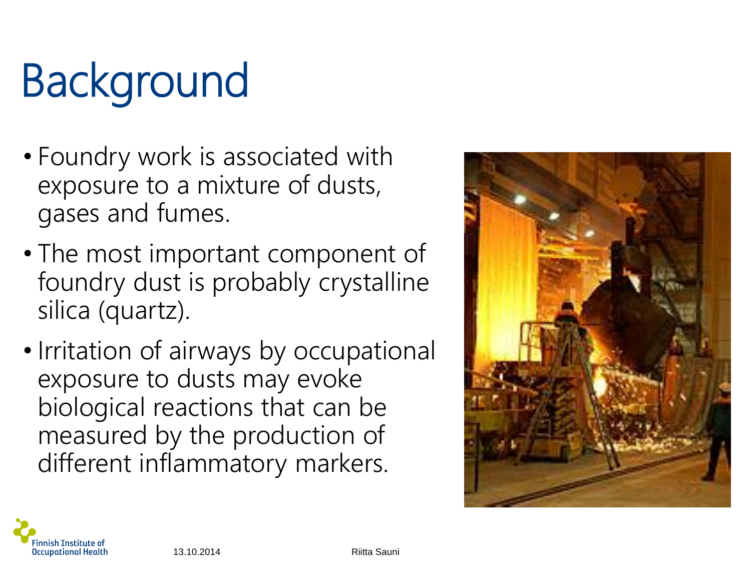# Background

- Foundry work is associated with exposure to a mixture of dusts, gases and fumes.
- The most important component of foundry dust is probably crystalline silica (quartz).
- Irritation of airways by occupational exposure to dusts may evoke biological reactions that can be measured by the production of different inflammatory markers.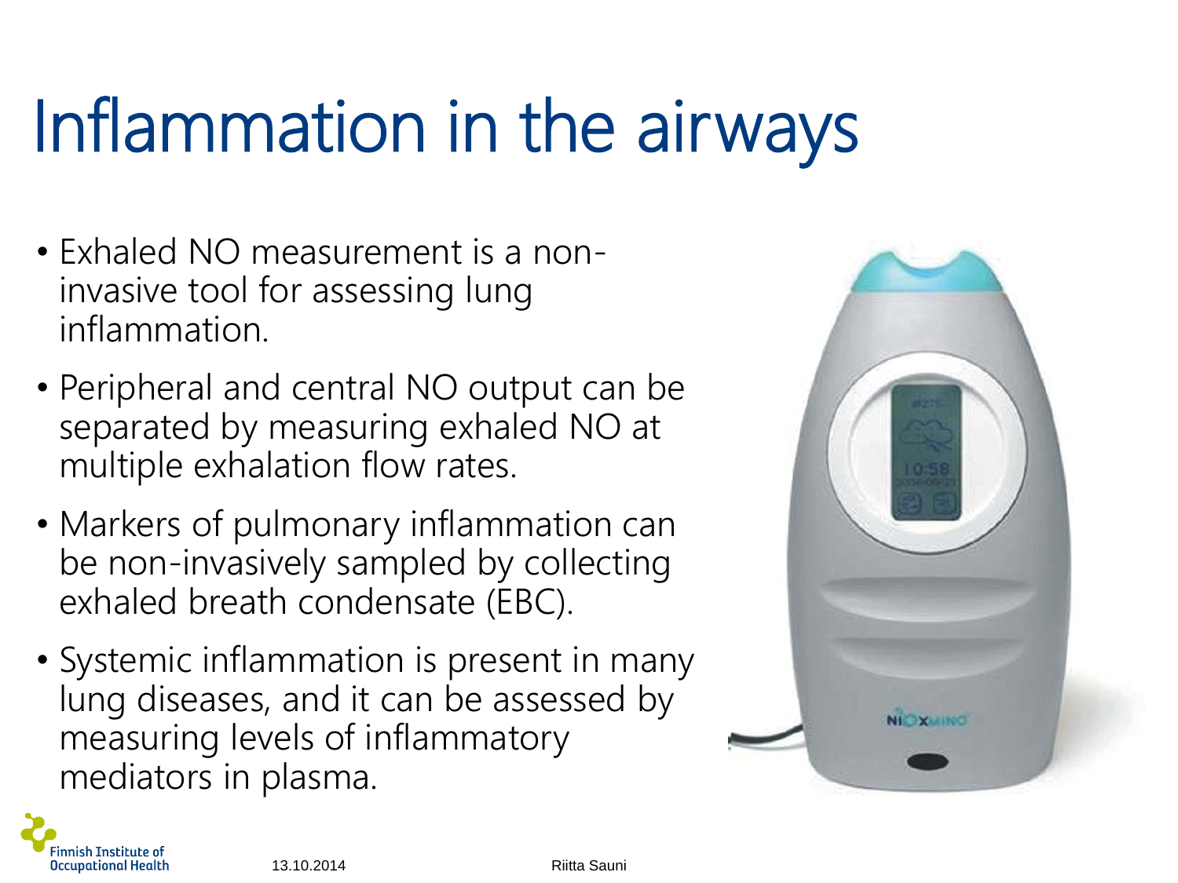# Inflammation in the airways

- Exhaled NO measurement is a non-invasive tool for assessing lung inflammation.
- Peripheral and central NO output can be separated by measuring exhaled NO at multiple exhalation flow rates.
- Markers of pulmonary inflammation can be non-invasively sampled by collecting exhaled breath condensate (EBC).
- Systemic inflammation is present in many lung diseases, and it can be assessed by measuring levels of inflammatory mediators in plasma.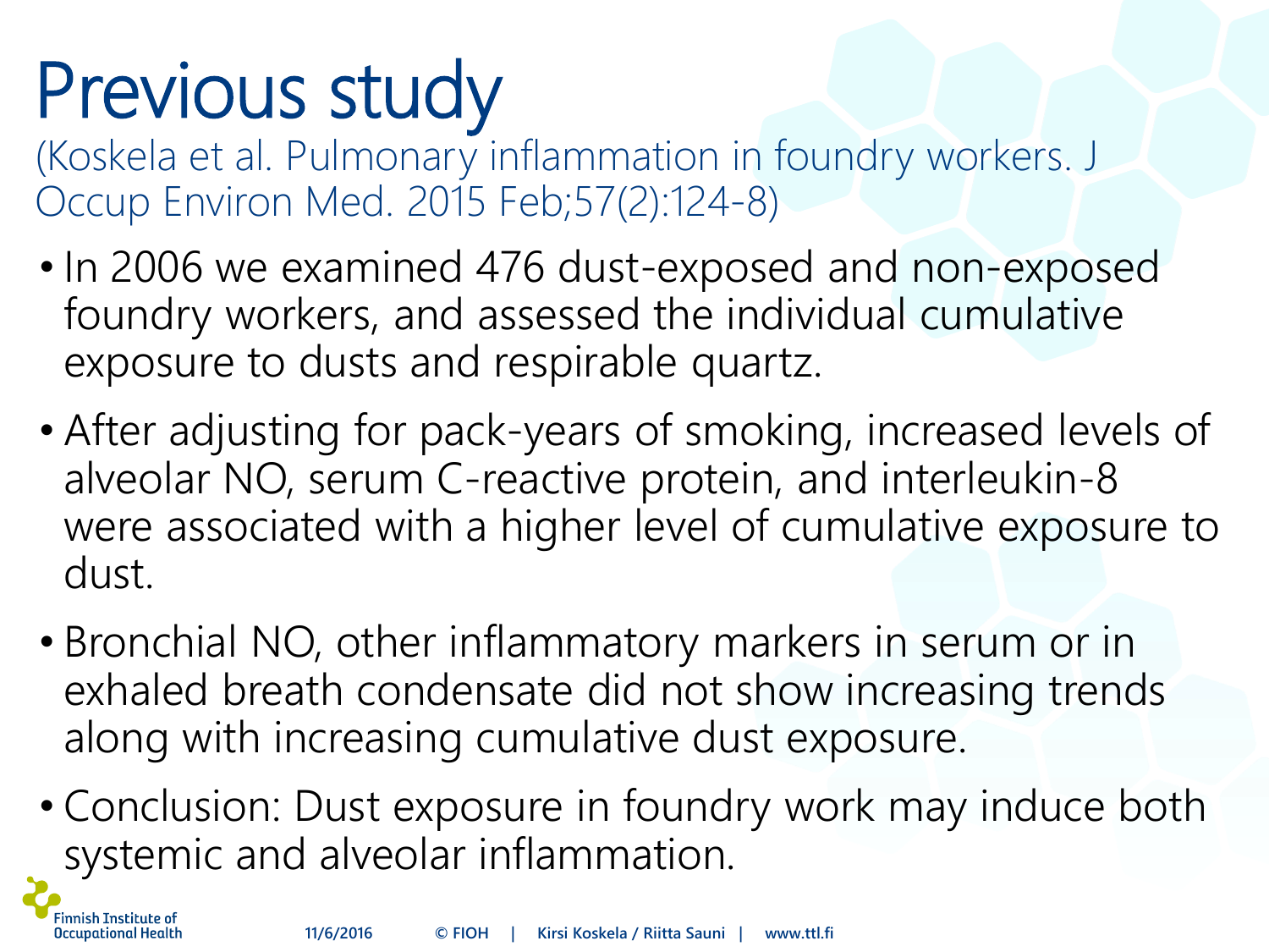# Previous study

(Koskela et al. Pulmonary inflammation in foundry workers. J Occup Environ Med. 2015 Feb;57(2):124-8)

- In 2006 we examined 476 dust-exposed and non-exposed foundry workers, and assessed the individual cumulative exposure to dusts and respirable quartz.
- After adjusting for pack-years of smoking, increased levels of alveolar NO, serum C-reactive protein, and interleukin-8 were associated with a higher level of cumulative exposure to dust.
- Bronchial NO, other inflammatory markers in serum or in exhaled breath condensate did not show increasing trends along with increasing cumulative dust exposure.
- Conclusion: Dust exposure in foundry work may induce both systemic and alveolar inflammation.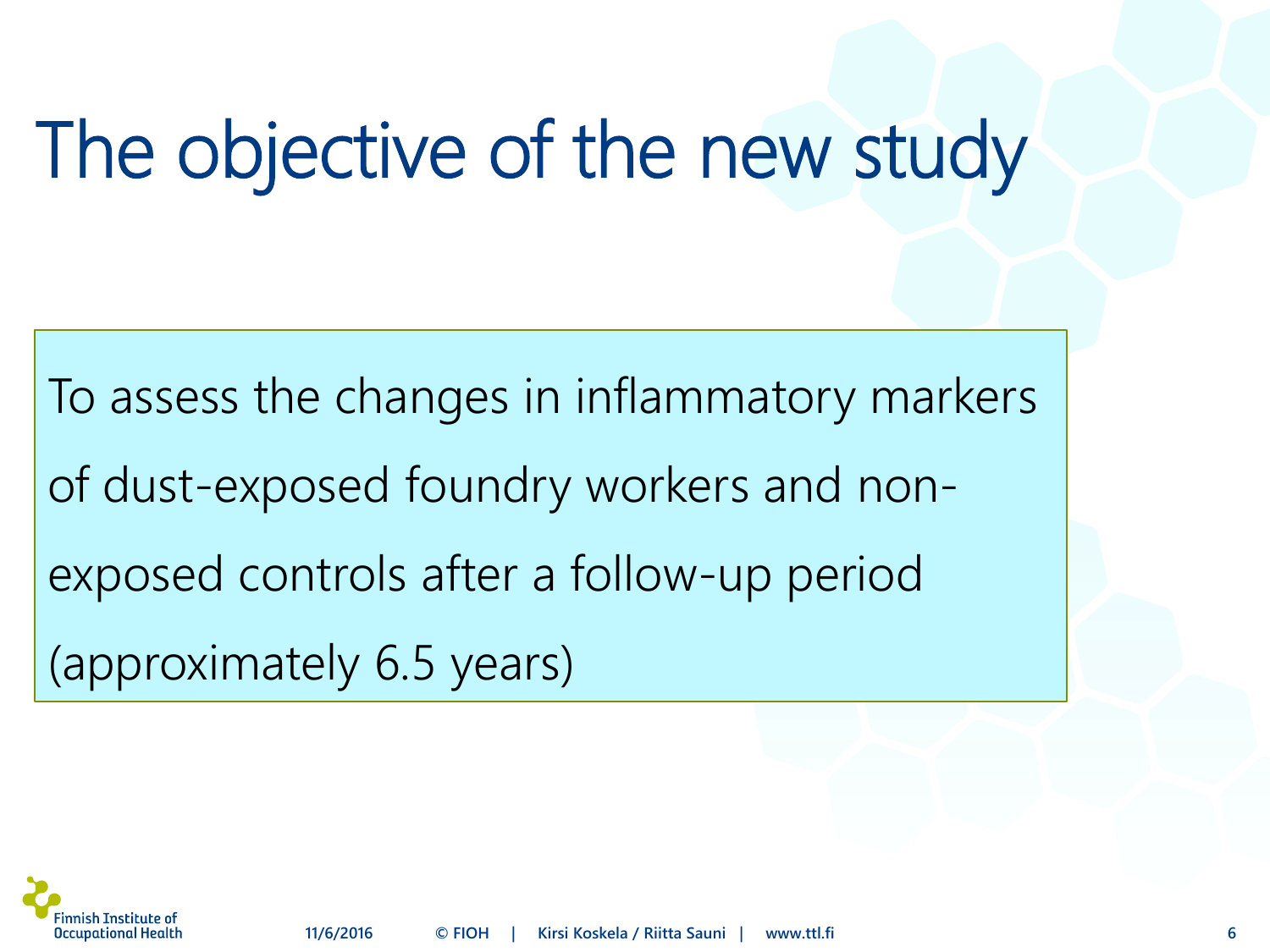# The objective of the new study

To assess the changes in inflammatory markers of dust-exposed foundry workers and non-exposed controls after a follow-up period (approximately 6.5 years)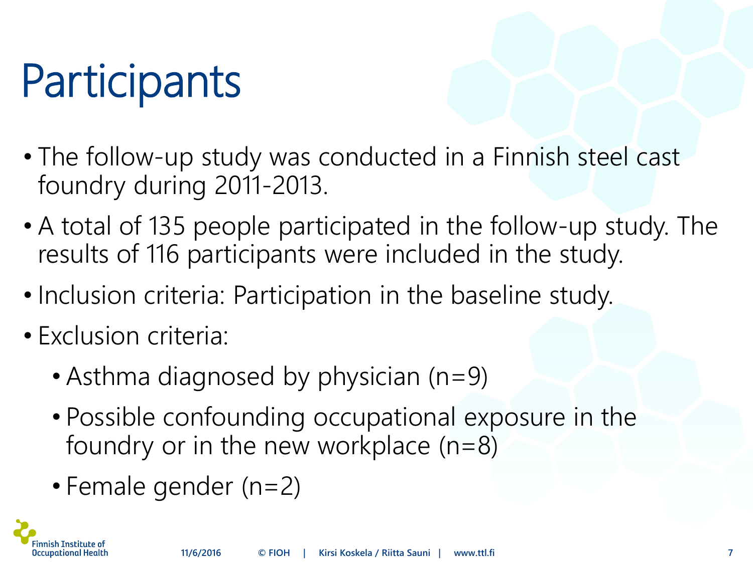# Participants

- The follow-up study was conducted in a Finnish steel cast foundry during 2011-2013.
- A total of 135 people participated in the follow-up study. The results of 116 participants were included in the study.
- Inclusion criteria: Participation in the baseline study.
- Exclusion criteria:
  - Asthma diagnosed by physician (n=9)
  - Possible confounding occupational exposure in the foundry or in the new workplace (n=8)
  - Female gender (n=2)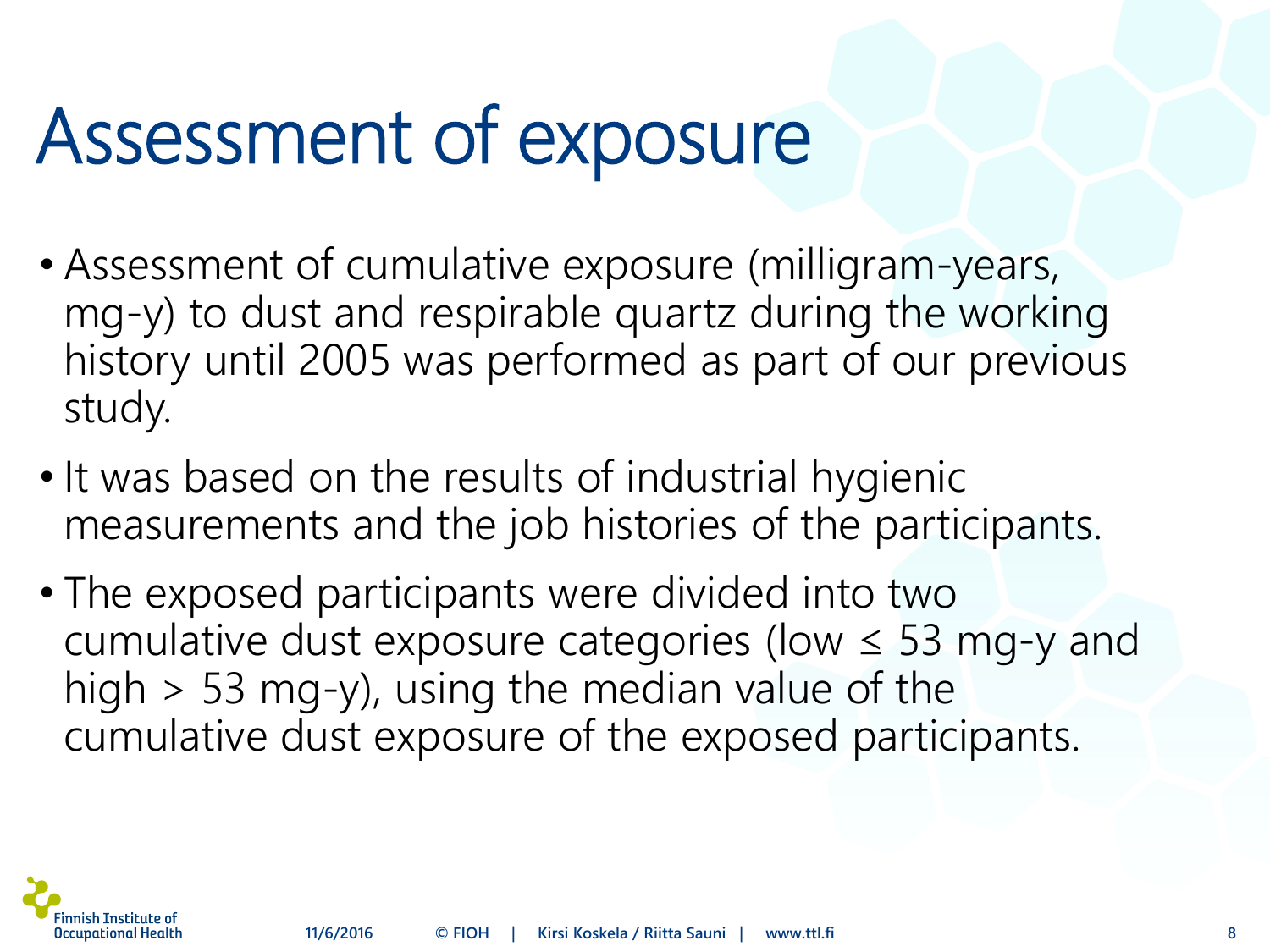# Assessment of exposure

- Assessment of cumulative exposure (milligram-years, mg-y) to dust and respirable quartz during the working history until 2005 was performed as part of our previous study.
- It was based on the results of industrial hygienic measurements and the job histories of the participants.
- The exposed participants were divided into two cumulative dust exposure categories (low ≤ 53 mg-y and high > 53 mg-y), using the median value of the cumulative dust exposure of the exposed participants.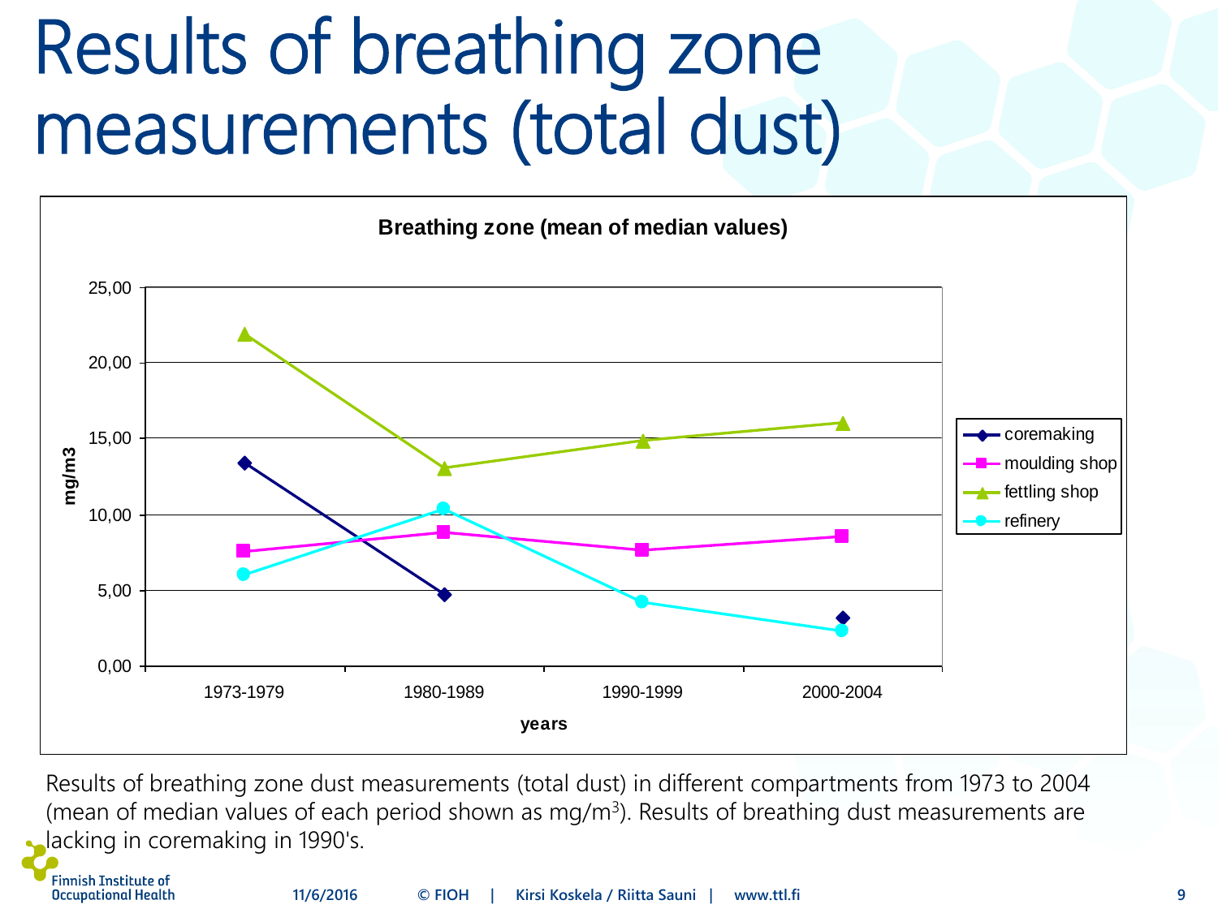# Results of breathing zone measurements (total dust)

**Breathing zone (mean of median values)**

| years | coremaking | moulding shop | fettling shop | refinery |
|---|---|---|---|---|
| 1973-1979 | 13.4 | 7.6 | 21.9 | 6.1 |
| 1980-1989 | 4.7 | 8.9 | 13.1 | 10.4 |
| 1990-1999 | | 7.7 | 14.9 | 4.3 |
| 2000-2004 | 3.2 | 8.6 | 16.1 | 2.4 |

Values in mg/m3 (approximate, read from chart).

Results of breathing zone dust measurements (total dust) in different compartments from 1973 to 2004 (mean of median values of each period shown as mg/m$^3$). Results of breathing dust measurements are lacking in coremaking in 1990's.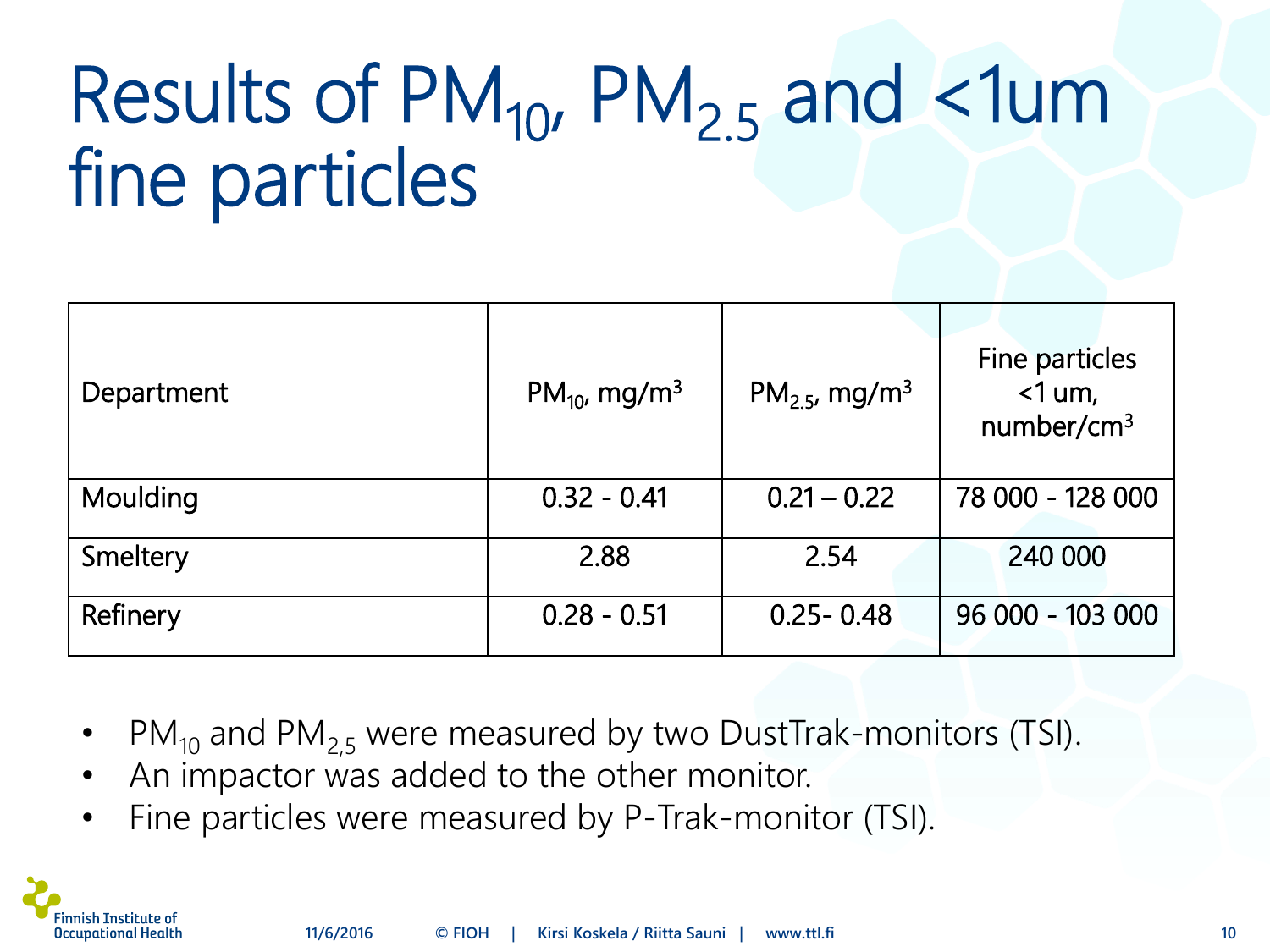# Results of $PM_{10}$, $PM_{2.5}$ and <1um fine particles

| Department | $PM_{10}$, mg/m$^3$ | $PM_{2.5}$, mg/m$^3$ | Fine particles <1 um, number/cm$^3$ |
|---|---|---|---|
| Moulding | 0.32 - 0.41 | 0.21 – 0.22 | 78 000 - 128 000 |
| Smeltery | 2.88 | 2.54 | 240 000 |
| Refinery | 0.28 - 0.51 | 0.25- 0.48 | 96 000 - 103 000 |

- $PM_{10}$ and $PM_{2,5}$ were measured by two DustTrak-monitors (TSI).
- An impactor was added to the other monitor.
- Fine particles were measured by P-Trak-monitor (TSI).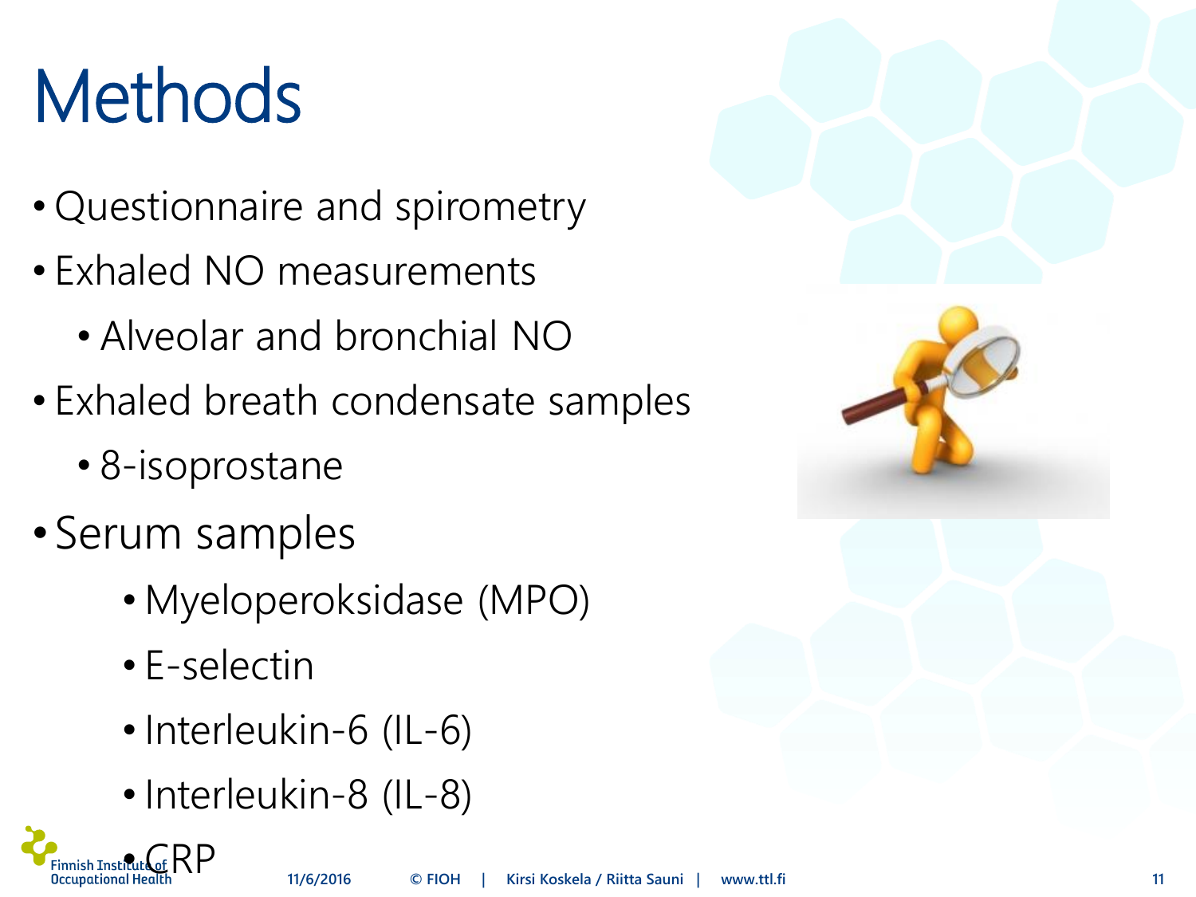# Methods

- Questionnaire and spirometry
- Exhaled NO measurements
  - Alveolar and bronchial NO
- Exhaled breath condensate samples
  - 8-isoprostane
- Serum samples
  - Myeloperoksidase (MPO)
  - E-selectin
  - Interleukin-6 (IL-6)
  - Interleukin-8 (IL-8)
  - CRP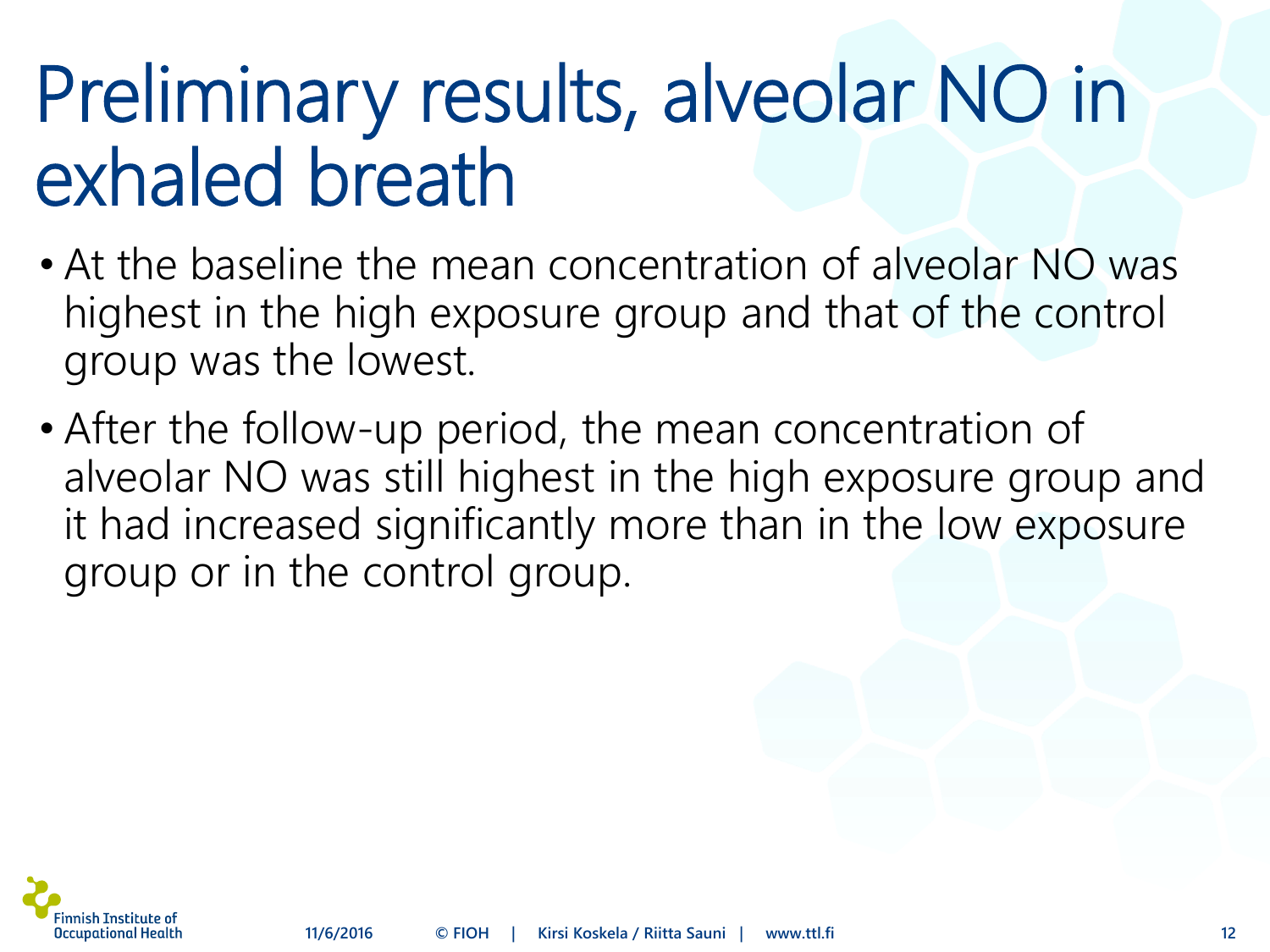# Preliminary results, alveolar NO in exhaled breath

- At the baseline the mean concentration of alveolar NO was highest in the high exposure group and that of the control group was the lowest.
- After the follow-up period, the mean concentration of alveolar NO was still highest in the high exposure group and it had increased significantly more than in the low exposure group or in the control group.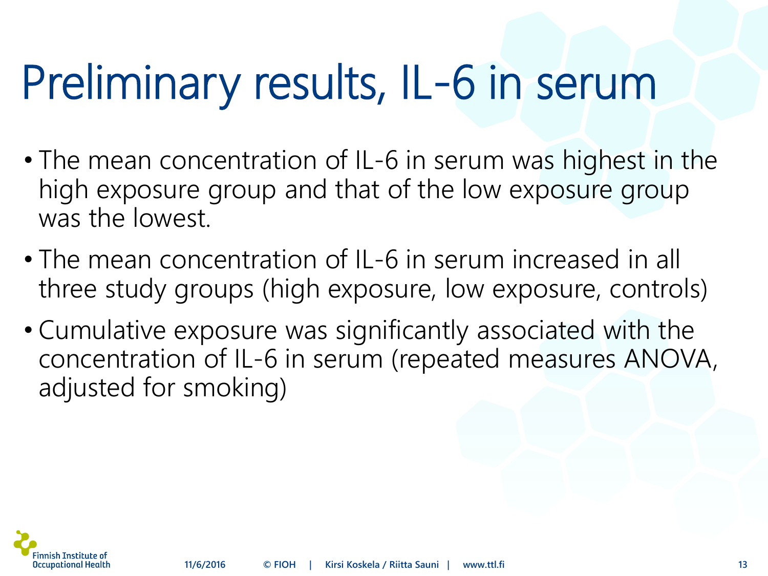# Preliminary results, IL-6 in serum

- The mean concentration of IL-6 in serum was highest in the high exposure group and that of the low exposure group was the lowest.
- The mean concentration of IL-6 in serum increased in all three study groups (high exposure, low exposure, controls)
- Cumulative exposure was significantly associated with the concentration of IL-6 in serum (repeated measures ANOVA, adjusted for smoking)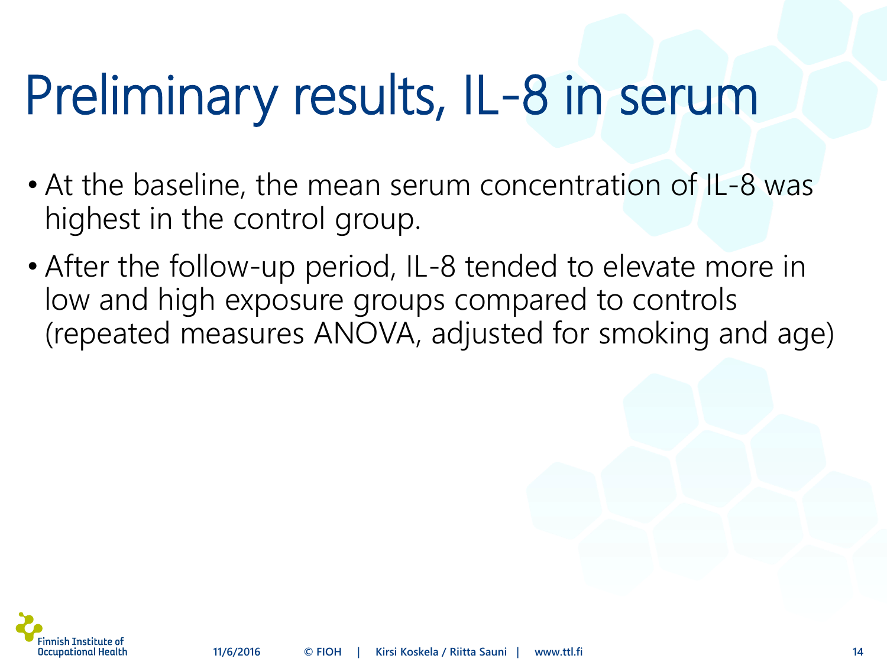# Preliminary results, IL-8 in serum

- At the baseline, the mean serum concentration of IL-8 was highest in the control group.
- After the follow-up period, IL-8 tended to elevate more in low and high exposure groups compared to controls (repeated measures ANOVA, adjusted for smoking and age)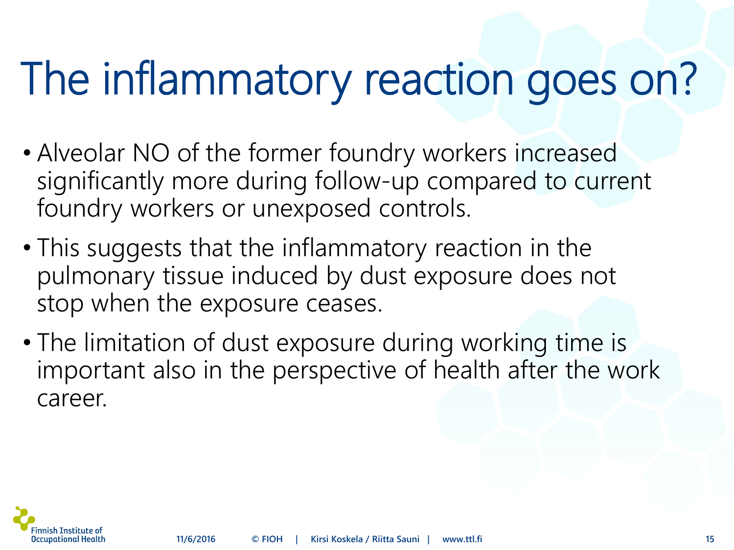# The inflammatory reaction goes on?

- Alveolar NO of the former foundry workers increased significantly more during follow-up compared to current foundry workers or unexposed controls.
- This suggests that the inflammatory reaction in the pulmonary tissue induced by dust exposure does not stop when the exposure ceases.
- The limitation of dust exposure during working time is important also in the perspective of health after the work career.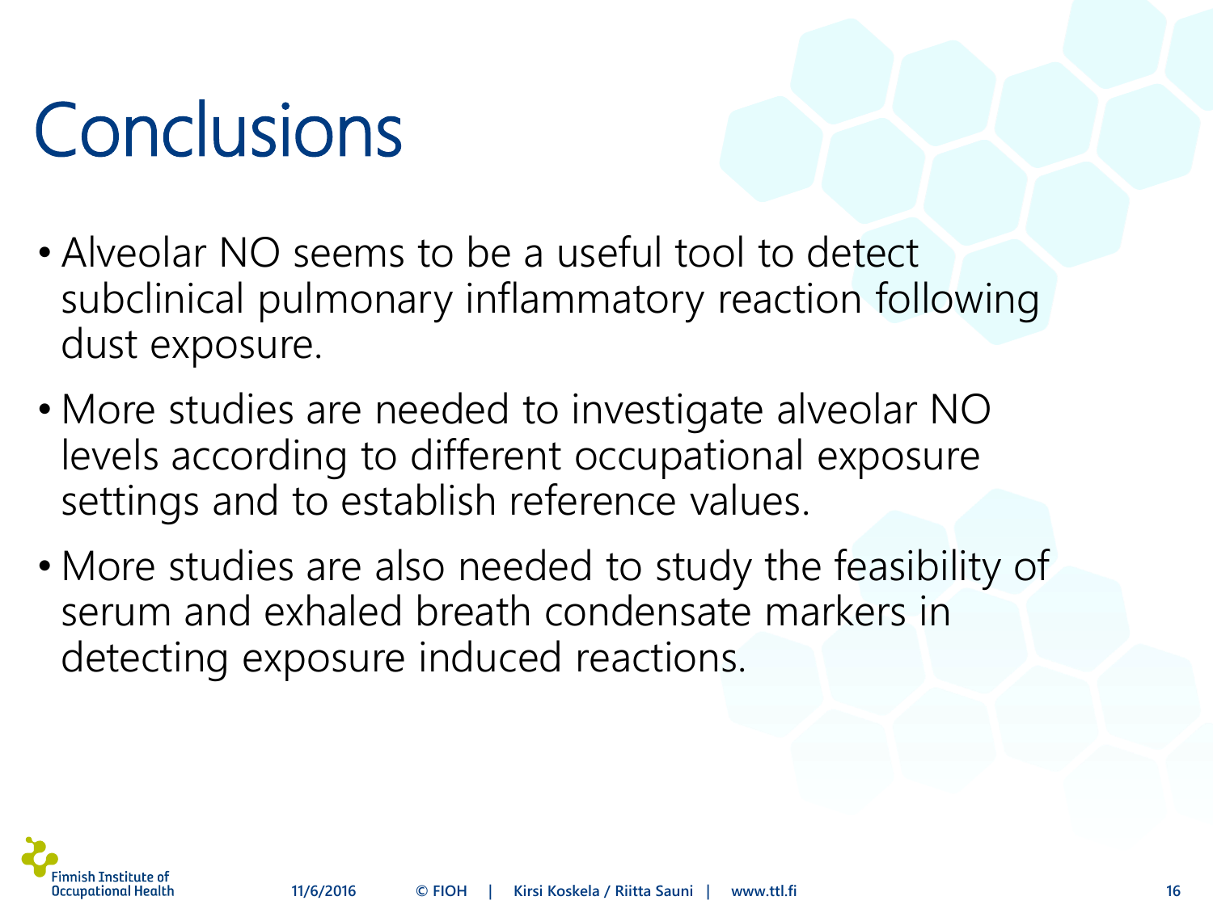# Conclusions

- Alveolar NO seems to be a useful tool to detect subclinical pulmonary inflammatory reaction following dust exposure.
- More studies are needed to investigate alveolar NO levels according to different occupational exposure settings and to establish reference values.
- More studies are also needed to study the feasibility of serum and exhaled breath condensate markers in detecting exposure induced reactions.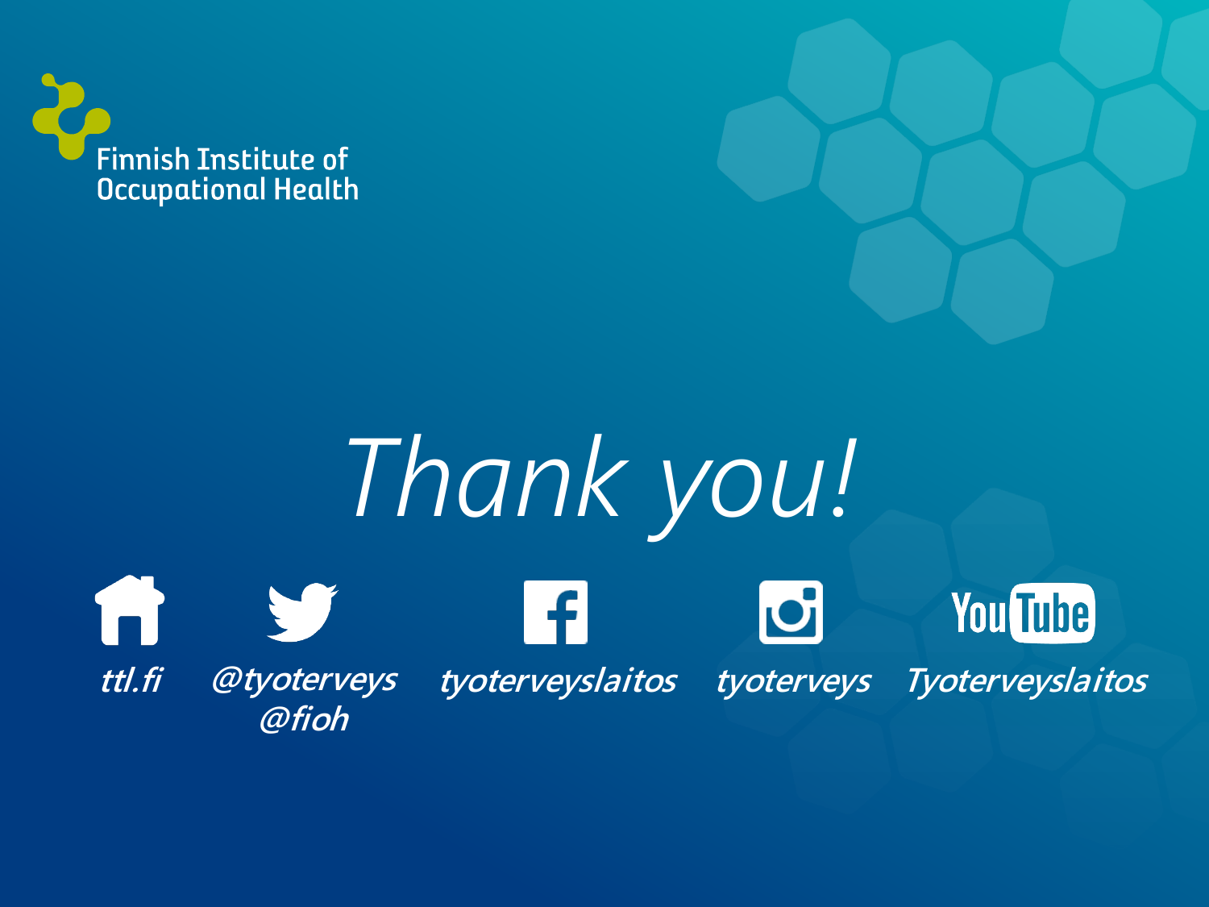Finnish Institute of
Occupational Health

# *Thank you!*

*ttl.fi*

*@tyoterveys*
*@fioh*

*tyoterveyslaitos*

*tyoterveys*

*Tyoterveyslaitos*